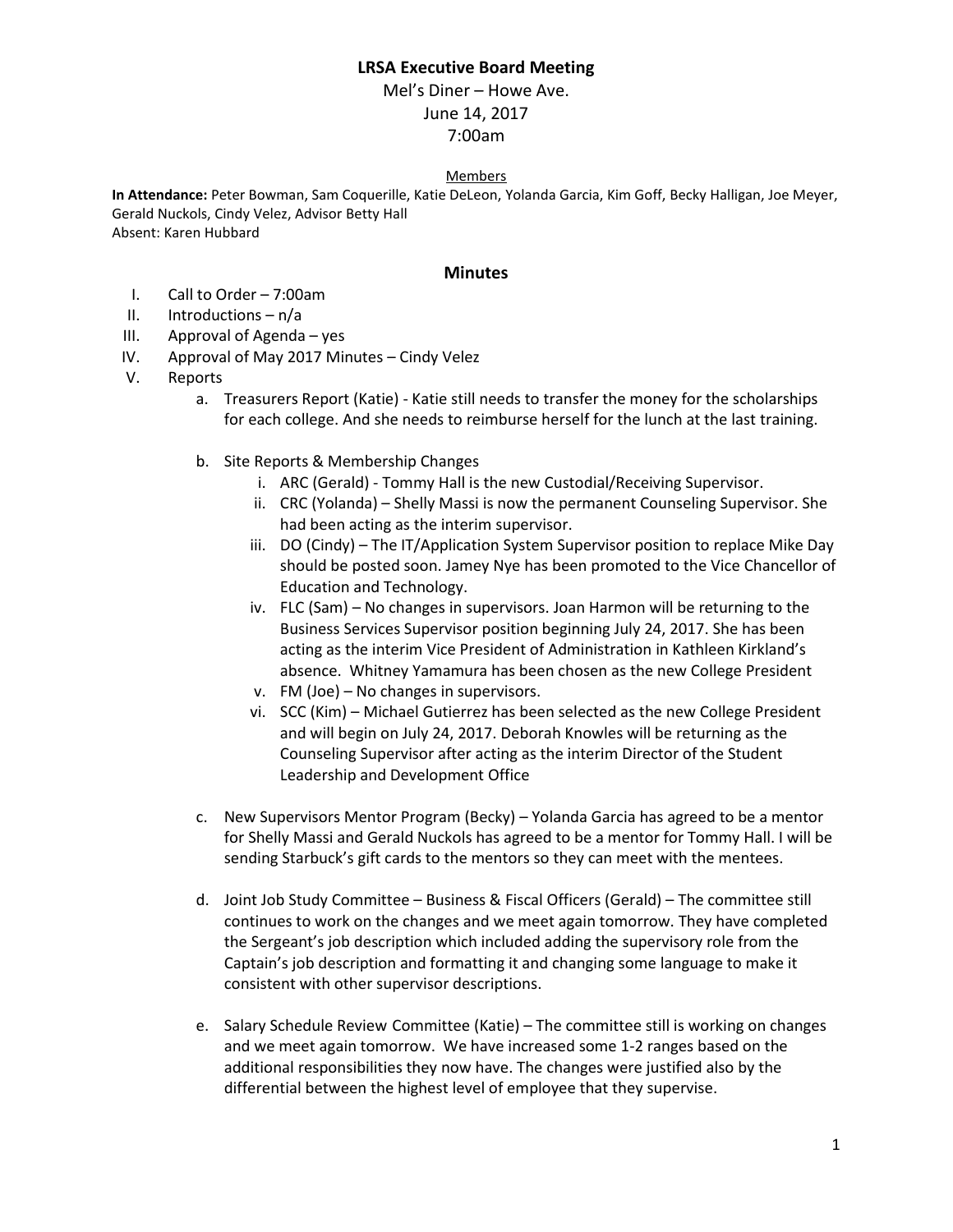# LRSA Executive Board Meeting

Mel's Diner – Howe Ave.
June 14, 2017
7:00am

Members

**In Attendance:** Peter Bowman, Sam Coquerille, Katie DeLeon, Yolanda Garcia, Kim Goff, Becky Halligan, Joe Meyer, Gerald Nuckols, Cindy Velez, Advisor Betty Hall
Absent: Karen Hubbard

## Minutes

I. Call to Order – 7:00am
II. Introductions – n/a
III. Approval of Agenda – yes
IV. Approval of May 2017 Minutes – Cindy Velez
V. Reports
   a. Treasurers Report (Katie) - Katie still needs to transfer the money for the scholarships for each college. And she needs to reimburse herself for the lunch at the last training.

   b. Site Reports & Membership Changes
      i. ARC (Gerald) - Tommy Hall is the new Custodial/Receiving Supervisor.
      ii. CRC (Yolanda) – Shelly Massi is now the permanent Counseling Supervisor. She had been acting as the interim supervisor.
      iii. DO (Cindy) – The IT/Application System Supervisor position to replace Mike Day should be posted soon. Jamey Nye has been promoted to the Vice Chancellor of Education and Technology.
      iv. FLC (Sam) – No changes in supervisors. Joan Harmon will be returning to the Business Services Supervisor position beginning July 24, 2017. She has been acting as the interim Vice President of Administration in Kathleen Kirkland's absence. Whitney Yamamura has been chosen as the new College President
      v. FM (Joe) – No changes in supervisors.
      vi. SCC (Kim) – Michael Gutierrez has been selected as the new College President and will begin on July 24, 2017. Deborah Knowles will be returning as the Counseling Supervisor after acting as the interim Director of the Student Leadership and Development Office

   c. New Supervisors Mentor Program (Becky) – Yolanda Garcia has agreed to be a mentor for Shelly Massi and Gerald Nuckols has agreed to be a mentor for Tommy Hall. I will be sending Starbuck's gift cards to the mentors so they can meet with the mentees.

   d. Joint Job Study Committee – Business & Fiscal Officers (Gerald) – The committee still continues to work on the changes and we meet again tomorrow. They have completed the Sergeant's job description which included adding the supervisory role from the Captain's job description and formatting it and changing some language to make it consistent with other supervisor descriptions.

   e. Salary Schedule Review Committee (Katie) – The committee still is working on changes and we meet again tomorrow. We have increased some 1-2 ranges based on the additional responsibilities they now have. The changes were justified also by the differential between the highest level of employee that they supervise.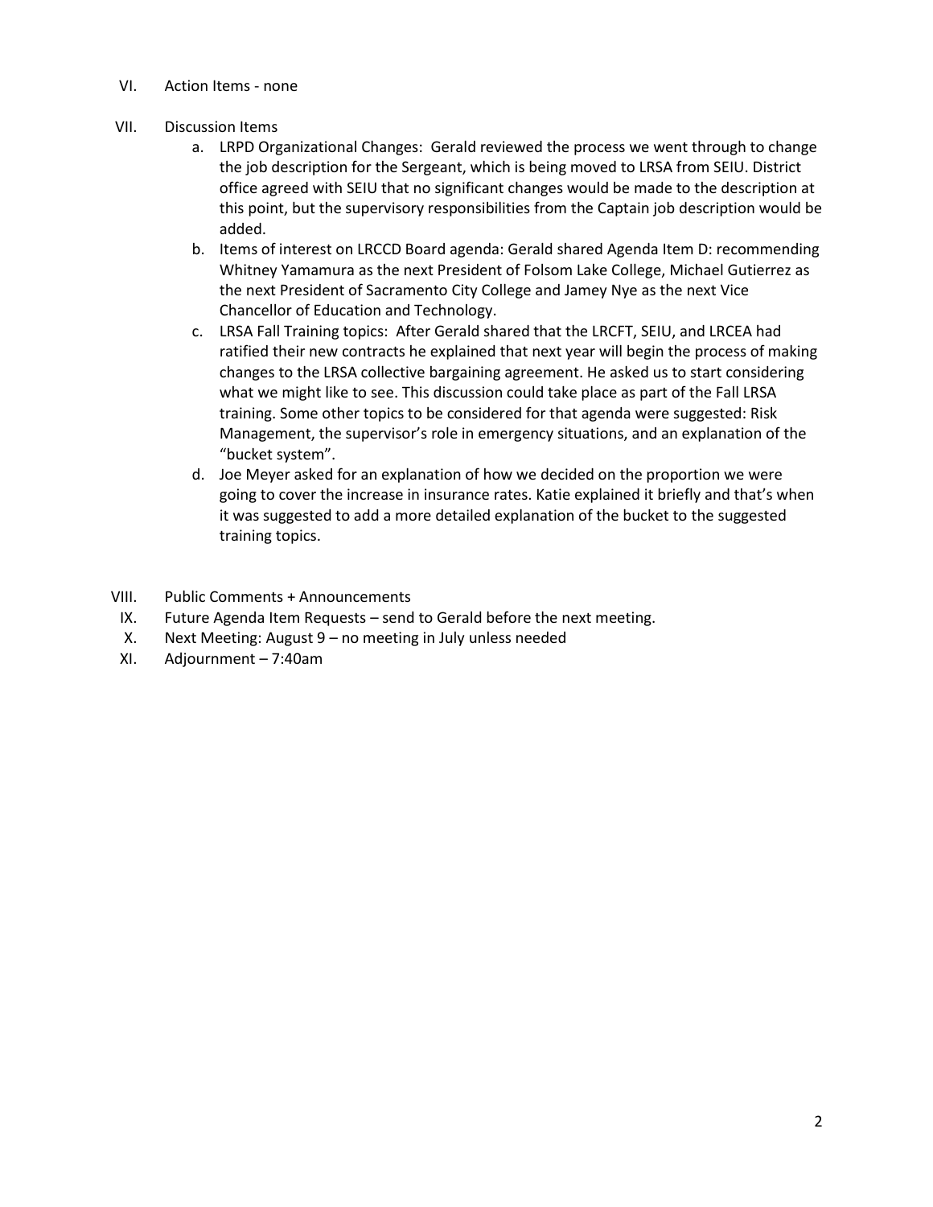VI. Action Items - none

VII. Discussion Items

   a. LRPD Organizational Changes: Gerald reviewed the process we went through to change the job description for the Sergeant, which is being moved to LRSA from SEIU. District office agreed with SEIU that no significant changes would be made to the description at this point, but the supervisory responsibilities from the Captain job description would be added.

   b. Items of interest on LRCCD Board agenda: Gerald shared Agenda Item D: recommending Whitney Yamamura as the next President of Folsom Lake College, Michael Gutierrez as the next President of Sacramento City College and Jamey Nye as the next Vice Chancellor of Education and Technology.

   c. LRSA Fall Training topics: After Gerald shared that the LRCFT, SEIU, and LRCEA had ratified their new contracts he explained that next year will begin the process of making changes to the LRSA collective bargaining agreement. He asked us to start considering what we might like to see. This discussion could take place as part of the Fall LRSA training. Some other topics to be considered for that agenda were suggested: Risk Management, the supervisor's role in emergency situations, and an explanation of the "bucket system".

   d. Joe Meyer asked for an explanation of how we decided on the proportion we were going to cover the increase in insurance rates. Katie explained it briefly and that's when it was suggested to add a more detailed explanation of the bucket to the suggested training topics.

VIII. Public Comments + Announcements

IX. Future Agenda Item Requests – send to Gerald before the next meeting.

X. Next Meeting: August 9 – no meeting in July unless needed

XI. Adjournment – 7:40am